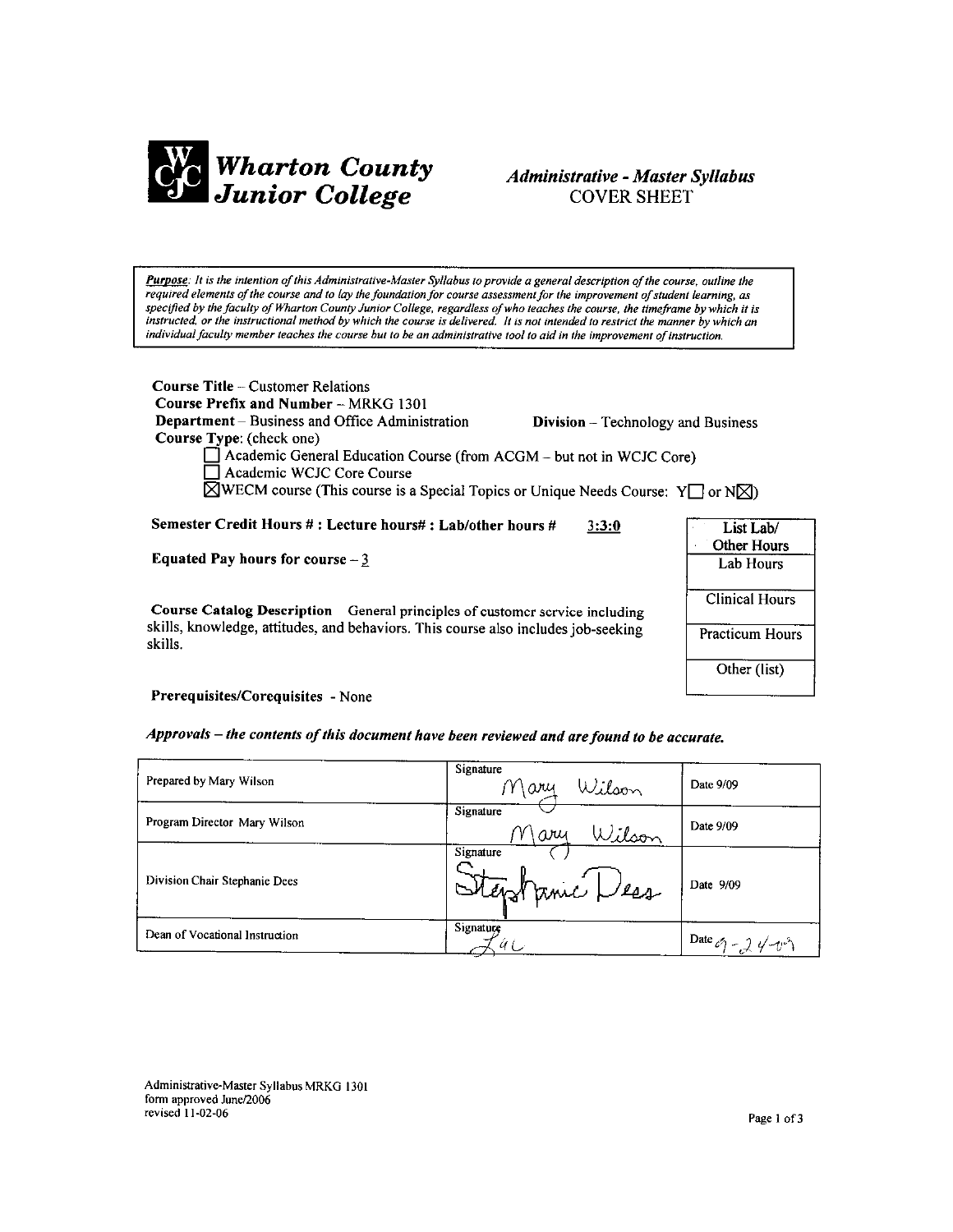# Wharton County Junior College

## *Administrative - Master Syllabus*
## COVER SHEET

> ***Purpose**: It is the intention of this Administrative-Master Syllabus to provide a general description of the course, outline the required elements of the course and to lay the foundation for course assessment for the improvement of student learning, as specified by the faculty of Wharton County Junior College, regardless of who teaches the course, the timeframe by which it is instructed, or the instructional method by which the course is delivered. It is not intended to restrict the manner by which an individual faculty member teaches the course but to be an administrative tool to aid in the improvement of instruction.*

**Course Title** – Customer Relations
**Course Prefix and Number** – MRKG 1301
**Department** – Business and Office Administration  **Division** – Technology and Business
**Course Type**: (check one)

- ☐ Academic General Education Course (from ACGM – but not in WCJC Core)
- ☐ Academic WCJC Core Course
- ☒ WECM course (This course is a Special Topics or Unique Needs Course: Y☐ or N☒)

**Semester Credit Hours # : Lecture hours# : Lab/other hours #** 3:3:0

**Equated Pay hours for course** – 3

| List Lab/ Other Hours |
|---|
| Lab Hours |
| Clinical Hours |
| Practicum Hours |
| Other (list) |

**Course Catalog Description** General principles of customer service including skills, knowledge, attitudes, and behaviors. This course also includes job-seeking skills.

**Prerequisites/Corequisites** - None

***Approvals – the contents of this document have been reviewed and are found to be accurate.***

| | | |
|---|---|---|
| Prepared by Mary Wilson | Signature Mary Wilson | Date 9/09 |
| Program Director Mary Wilson | Signature Mary Wilson | Date 9/09 |
| Division Chair Stephanie Dees | Signature Stephanie Dees | Date 9/09 |
| Dean of Vocational Instruction | Signature Lac | Date 9-24-09 |

Administrative-Master Syllabus MRKG 1301
form approved June/2006
revised 11-02-06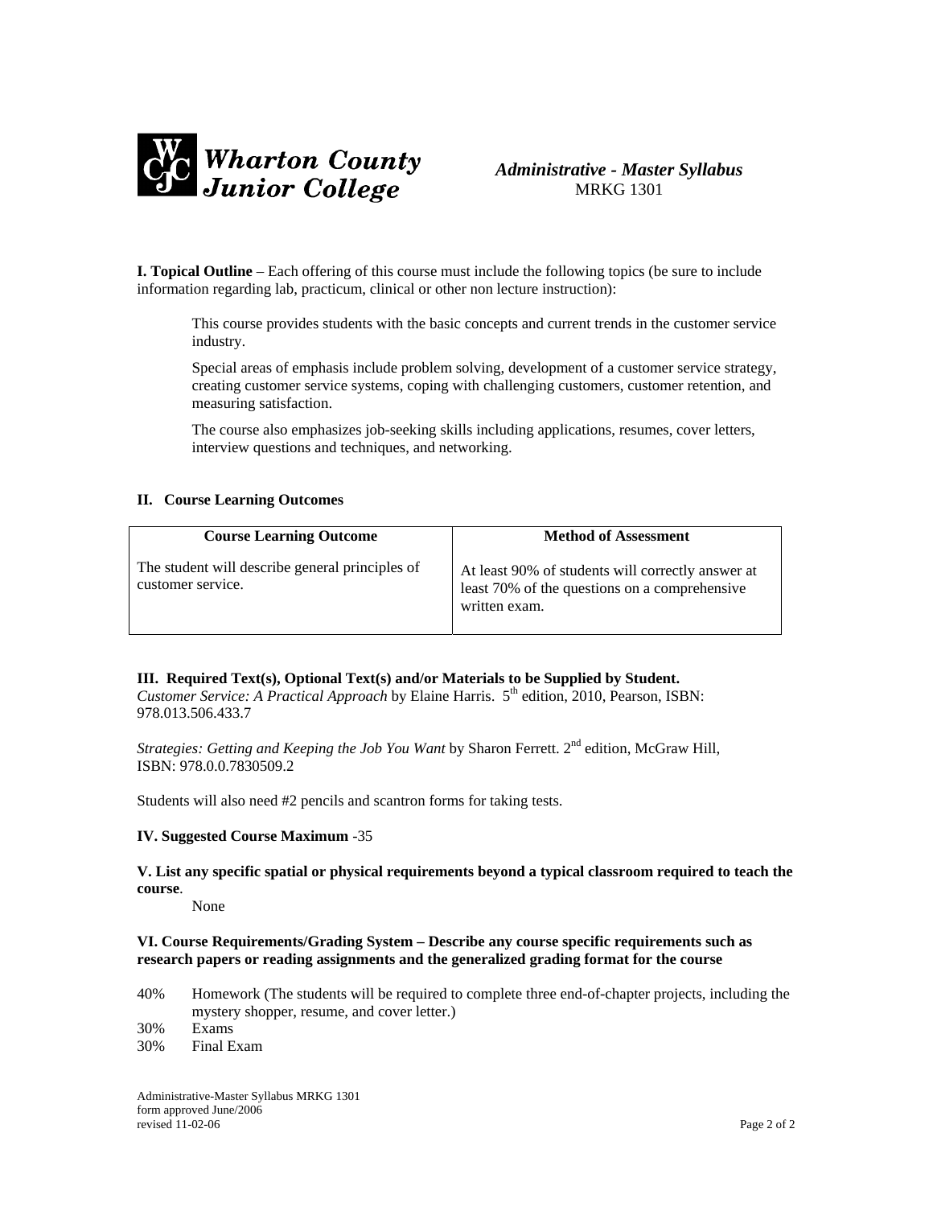**Wharton County Junior College**

***Administrative - Master Syllabus***
MRKG 1301

**I. Topical Outline** – Each offering of this course must include the following topics (be sure to include information regarding lab, practicum, clinical or other non lecture instruction):

> This course provides students with the basic concepts and current trends in the customer service industry.
>
> Special areas of emphasis include problem solving, development of a customer service strategy, creating customer service systems, coping with challenging customers, customer retention, and measuring satisfaction.
>
> The course also emphasizes job-seeking skills including applications, resumes, cover letters, interview questions and techniques, and networking.

**II. Course Learning Outcomes**

| Course Learning Outcome | Method of Assessment |
|---|---|
| The student will describe general principles of customer service. | At least 90% of students will correctly answer at least 70% of the questions on a comprehensive written exam. |

**III. Required Text(s), Optional Text(s) and/or Materials to be Supplied by Student.**
*Customer Service: A Practical Approach* by Elaine Harris. 5th edition, 2010, Pearson, ISBN: 978.013.506.433.7

*Strategies: Getting and Keeping the Job You Want* by Sharon Ferrett. 2nd edition, McGraw Hill, ISBN: 978.0.0.7830509.2

Students will also need #2 pencils and scantron forms for taking tests.

**IV. Suggested Course Maximum** -35

**V. List any specific spatial or physical requirements beyond a typical classroom required to teach the course**.

None

**VI. Course Requirements/Grading System – Describe any course specific requirements such as research papers or reading assignments and the generalized grading format for the course**

- 40% Homework (The students will be required to complete three end-of-chapter projects, including the mystery shopper, resume, and cover letter.)
- 30% Exams
- 30% Final Exam

Administrative-Master Syllabus MRKG 1301
form approved June/2006
revised 11-02-06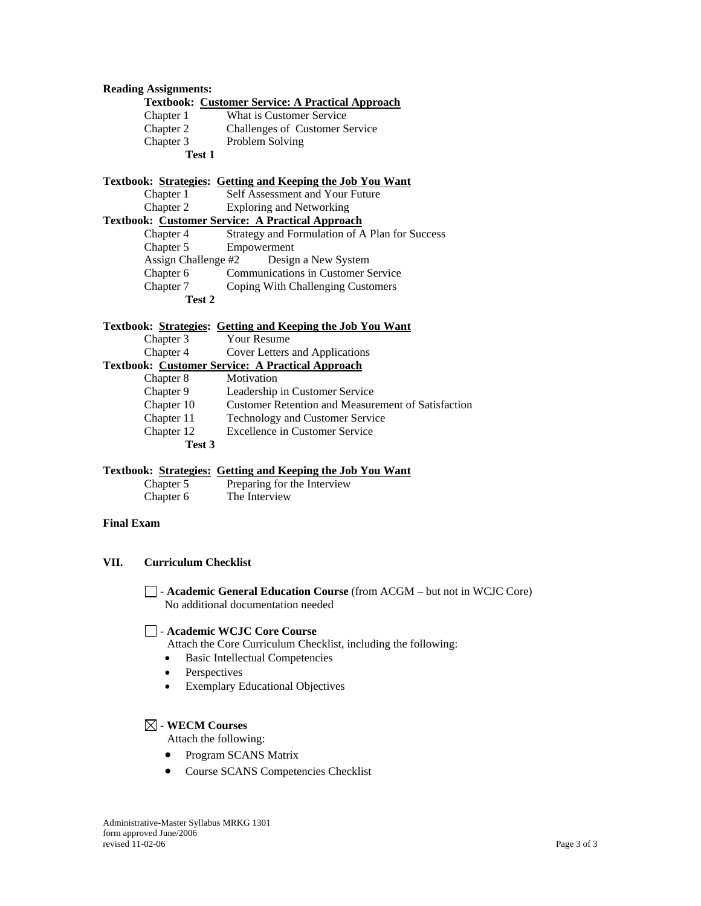**Reading Assignments:**

**Textbook: Customer Service: A Practical Approach**

Chapter 1 What is Customer Service
Chapter 2 Challenges of Customer Service
Chapter 3 Problem Solving

**Test 1**

**Textbook: Strategies: Getting and Keeping the Job You Want**

Chapter 1 Self Assessment and Your Future
Chapter 2 Exploring and Networking

**Textbook: Customer Service: A Practical Approach**

Chapter 4 Strategy and Formulation of A Plan for Success
Chapter 5 Empowerment
Assign Challenge #2 Design a New System
Chapter 6 Communications in Customer Service
Chapter 7 Coping With Challenging Customers

**Test 2**

**Textbook: Strategies: Getting and Keeping the Job You Want**

Chapter 3 Your Resume
Chapter 4 Cover Letters and Applications

**Textbook: Customer Service: A Practical Approach**

Chapter 8 Motivation
Chapter 9 Leadership in Customer Service
Chapter 10 Customer Retention and Measurement of Satisfaction
Chapter 11 Technology and Customer Service
Chapter 12 Excellence in Customer Service

**Test 3**

**Textbook: Strategies: Getting and Keeping the Job You Want**

Chapter 5 Preparing for the Interview
Chapter 6 The Interview

**Final Exam**

## VII. Curriculum Checklist

☐ - **Academic General Education Course** (from ACGM – but not in WCJC Core)
No additional documentation needed

☐ - **Academic WCJC Core Course**
Attach the Core Curriculum Checklist, including the following:

- Basic Intellectual Competencies
- Perspectives
- Exemplary Educational Objectives

☒ - **WECM Courses**
Attach the following:

- Program SCANS Matrix
- Course SCANS Competencies Checklist

Administrative-Master Syllabus MRKG 1301
form approved June/2006
revised 11-02-06